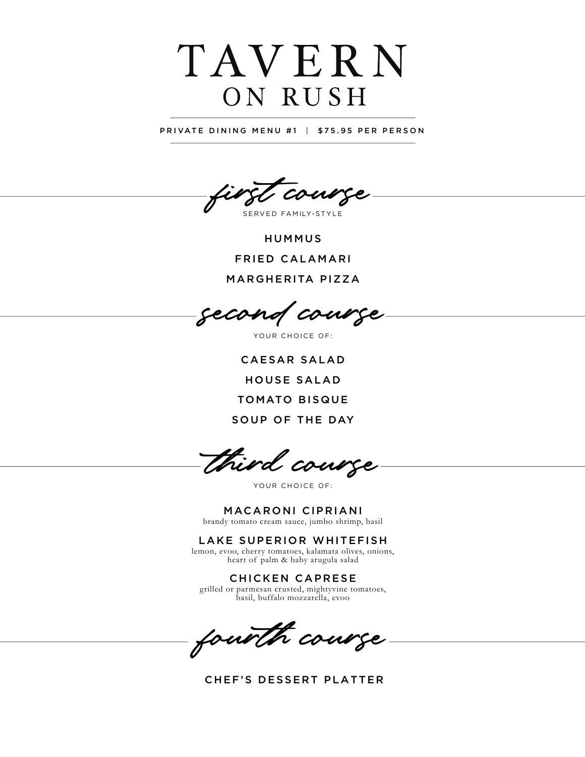# TAVERN ON RUSH

PRIVATE DINING MENU #1 | $75.95 PER PERSON

## *first course*

SERVED FAMILY-STYLE

HUMMUS

FRIED CALAMARI

MARGHERITA PIZZA

## *second course*

YOUR CHOICE OF:

CAESAR SALAD

HOUSE SALAD

TOMATO BISQUE

SOUP OF THE DAY

## *third course*

YOUR CHOICE OF:

**MACARONI CIPRIANI**
brandy tomato cream sauce, jumbo shrimp, basil

**LAKE SUPERIOR WHITEFISH**
lemon, evoo, cherry tomatoes, kalamata olives, onions, heart of palm & baby arugula salad

**CHICKEN CAPRESE**
grilled or parmesan crusted, mightyvine tomatoes, basil, buffalo mozzarella, evoo

## *fourth course*

CHEF'S DESSERT PLATTER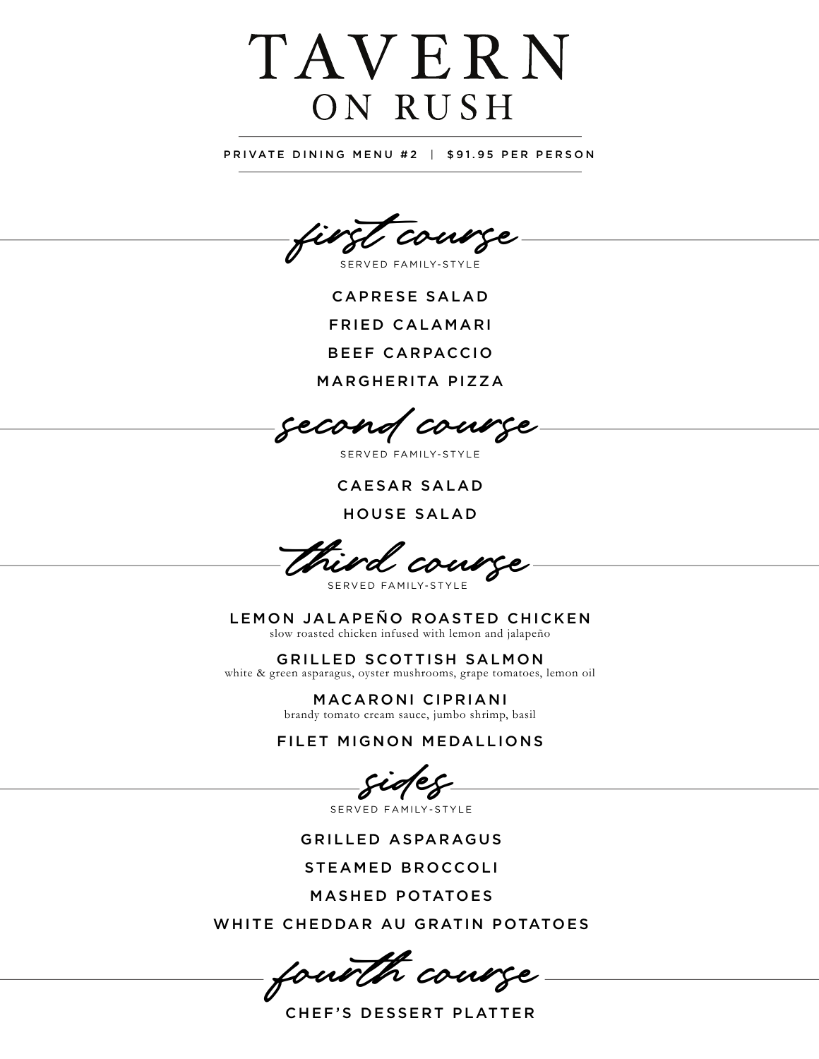# TAVERN
## ON RUSH

PRIVATE DINING MENU #2 | $91.95 PER PERSON

## *first course*

SERVED FAMILY-STYLE

CAPRESE SALAD

FRIED CALAMARI

BEEF CARPACCIO

MARGHERITA PIZZA

## *second course*

SERVED FAMILY-STYLE

CAESAR SALAD

HOUSE SALAD

## *third course*

SERVED FAMILY-STYLE

LEMON JALAPEÑO ROASTED CHICKEN
slow roasted chicken infused with lemon and jalapeño

GRILLED SCOTTISH SALMON
white & green asparagus, oyster mushrooms, grape tomatoes, lemon oil

MACARONI CIPRIANI
brandy tomato cream sauce, jumbo shrimp, basil

FILET MIGNON MEDALLIONS

## *sides*

SERVED FAMILY-STYLE

GRILLED ASPARAGUS

STEAMED BROCCOLI

MASHED POTATOES

WHITE CHEDDAR AU GRATIN POTATOES

## *fourth course*

CHEF'S DESSERT PLATTER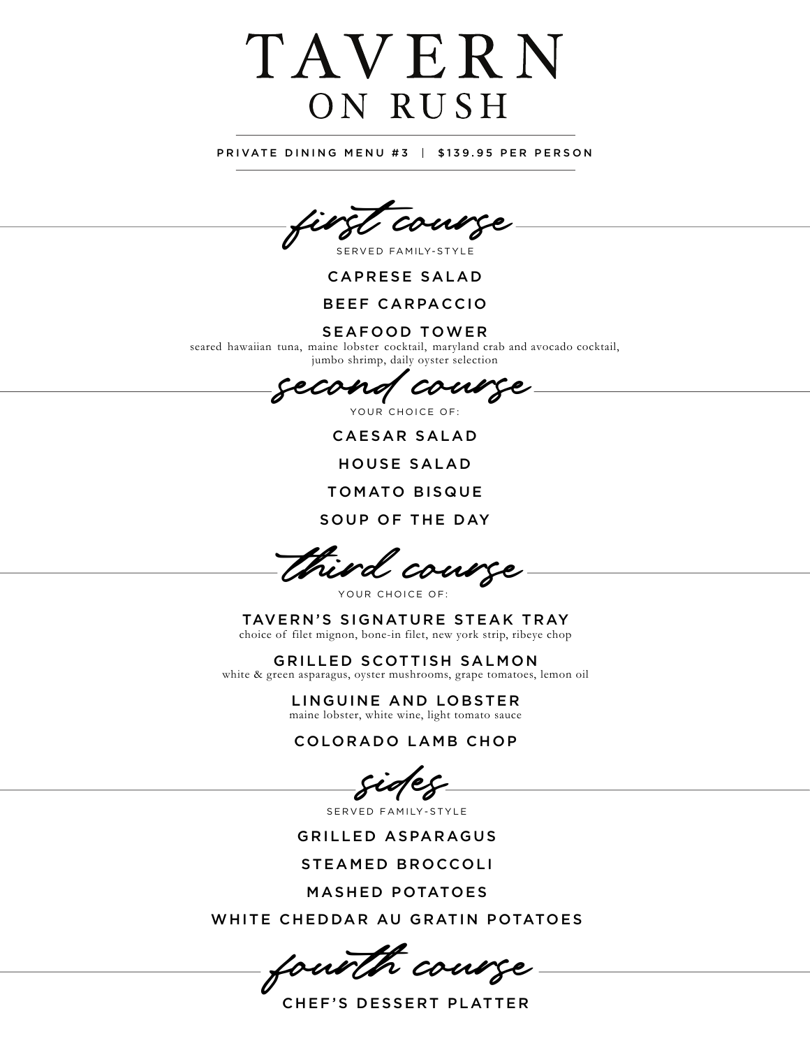# TAVERN
## ON RUSH

PRIVATE DINING MENU #3 | $139.95 PER PERSON

## *first course*

SERVED FAMILY-STYLE

CAPRESE SALAD

BEEF CARPACCIO

SEAFOOD TOWER
seared hawaiian tuna, maine lobster cocktail, maryland crab and avocado cocktail, jumbo shrimp, daily oyster selection

## *second course*

YOUR CHOICE OF:

CAESAR SALAD

HOUSE SALAD

TOMATO BISQUE

SOUP OF THE DAY

## *third course*

YOUR CHOICE OF:

TAVERN'S SIGNATURE STEAK TRAY
choice of filet mignon, bone-in filet, new york strip, ribeye chop

GRILLED SCOTTISH SALMON
white & green asparagus, oyster mushrooms, grape tomatoes, lemon oil

LINGUINE AND LOBSTER
maine lobster, white wine, light tomato sauce

COLORADO LAMB CHOP

## *sides*

SERVED FAMILY-STYLE

GRILLED ASPARAGUS

STEAMED BROCCOLI

MASHED POTATOES

WHITE CHEDDAR AU GRATIN POTATOES

## *fourth course*

CHEF'S DESSERT PLATTER